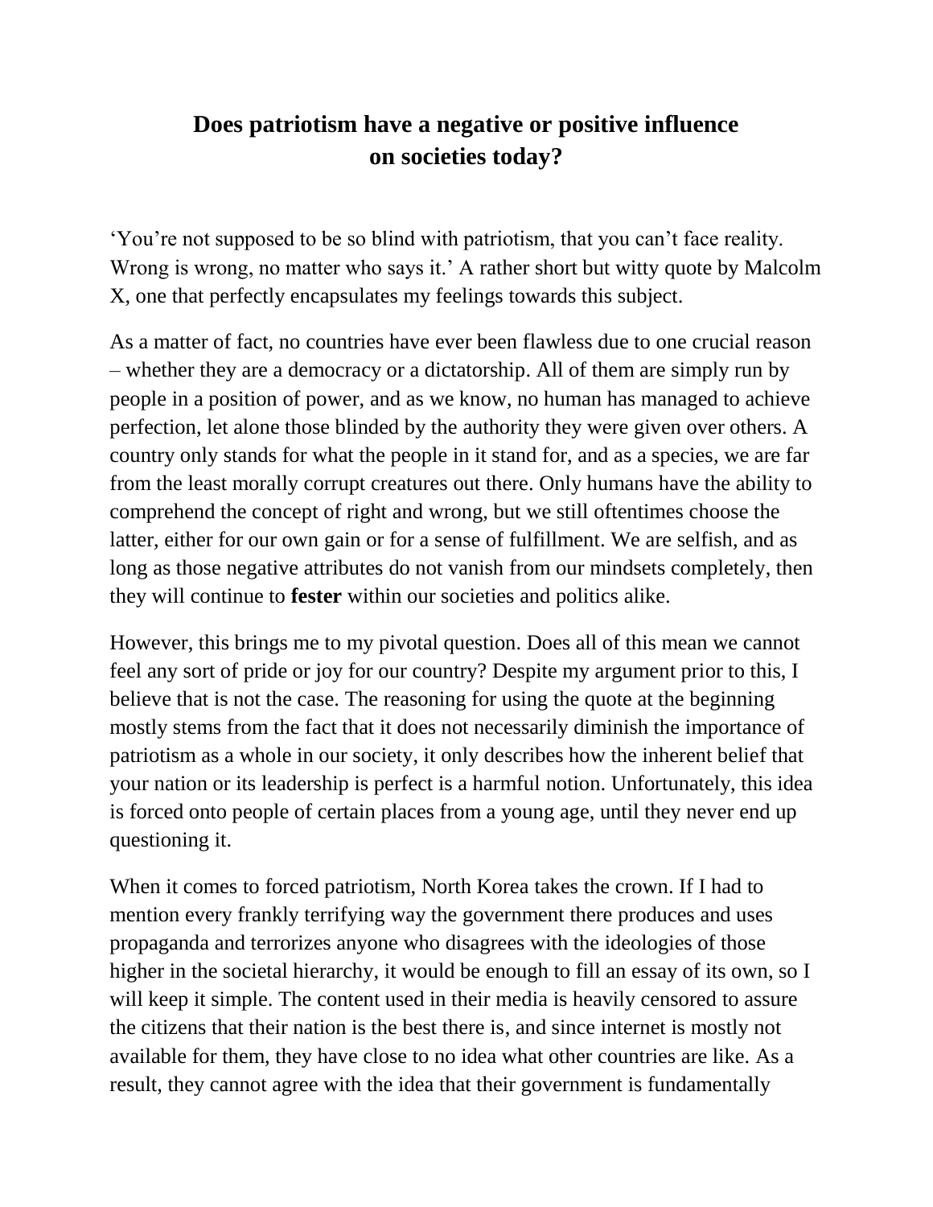# Does patriotism have a negative or positive influence on societies today?

'You're not supposed to be so blind with patriotism, that you can't face reality. Wrong is wrong, no matter who says it.' A rather short but witty quote by Malcolm X, one that perfectly encapsulates my feelings towards this subject.

As a matter of fact, no countries have ever been flawless due to one crucial reason – whether they are a democracy or a dictatorship. All of them are simply run by people in a position of power, and as we know, no human has managed to achieve perfection, let alone those blinded by the authority they were given over others. A country only stands for what the people in it stand for, and as a species, we are far from the least morally corrupt creatures out there. Only humans have the ability to comprehend the concept of right and wrong, but we still oftentimes choose the latter, either for our own gain or for a sense of fulfillment. We are selfish, and as long as those negative attributes do not vanish from our mindsets completely, then they will continue to **fester** within our societies and politics alike.

However, this brings me to my pivotal question. Does all of this mean we cannot feel any sort of pride or joy for our country? Despite my argument prior to this, I believe that is not the case. The reasoning for using the quote at the beginning mostly stems from the fact that it does not necessarily diminish the importance of patriotism as a whole in our society, it only describes how the inherent belief that your nation or its leadership is perfect is a harmful notion. Unfortunately, this idea is forced onto people of certain places from a young age, until they never end up questioning it.

When it comes to forced patriotism, North Korea takes the crown. If I had to mention every frankly terrifying way the government there produces and uses propaganda and terrorizes anyone who disagrees with the ideologies of those higher in the societal hierarchy, it would be enough to fill an essay of its own, so I will keep it simple. The content used in their media is heavily censored to assure the citizens that their nation is the best there is, and since internet is mostly not available for them, they have close to no idea what other countries are like. As a result, they cannot agree with the idea that their government is fundamentally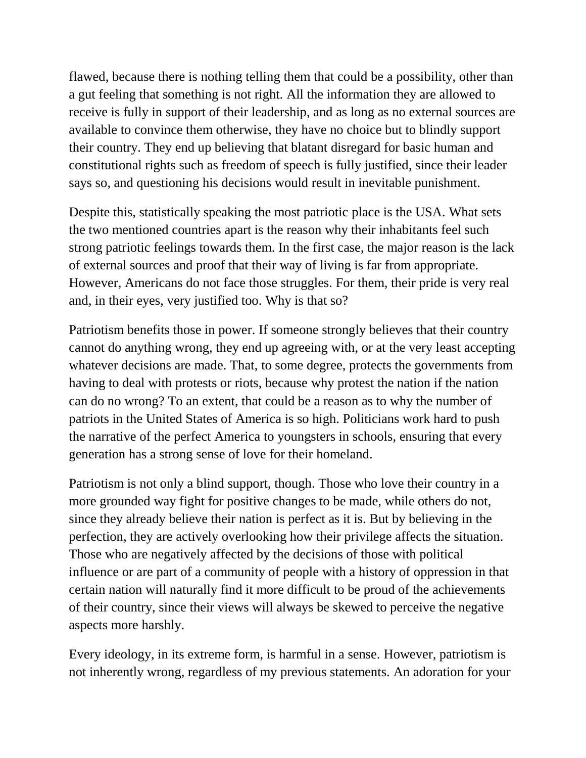flawed, because there is nothing telling them that could be a possibility, other than a gut feeling that something is not right. All the information they are allowed to receive is fully in support of their leadership, and as long as no external sources are available to convince them otherwise, they have no choice but to blindly support their country. They end up believing that blatant disregard for basic human and constitutional rights such as freedom of speech is fully justified, since their leader says so, and questioning his decisions would result in inevitable punishment.

Despite this, statistically speaking the most patriotic place is the USA. What sets the two mentioned countries apart is the reason why their inhabitants feel such strong patriotic feelings towards them. In the first case, the major reason is the lack of external sources and proof that their way of living is far from appropriate. However, Americans do not face those struggles. For them, their pride is very real and, in their eyes, very justified too. Why is that so?

Patriotism benefits those in power. If someone strongly believes that their country cannot do anything wrong, they end up agreeing with, or at the very least accepting whatever decisions are made. That, to some degree, protects the governments from having to deal with protests or riots, because why protest the nation if the nation can do no wrong? To an extent, that could be a reason as to why the number of patriots in the United States of America is so high. Politicians work hard to push the narrative of the perfect America to youngsters in schools, ensuring that every generation has a strong sense of love for their homeland.

Patriotism is not only a blind support, though. Those who love their country in a more grounded way fight for positive changes to be made, while others do not, since they already believe their nation is perfect as it is. But by believing in the perfection, they are actively overlooking how their privilege affects the situation. Those who are negatively affected by the decisions of those with political influence or are part of a community of people with a history of oppression in that certain nation will naturally find it more difficult to be proud of the achievements of their country, since their views will always be skewed to perceive the negative aspects more harshly.

Every ideology, in its extreme form, is harmful in a sense. However, patriotism is not inherently wrong, regardless of my previous statements. An adoration for your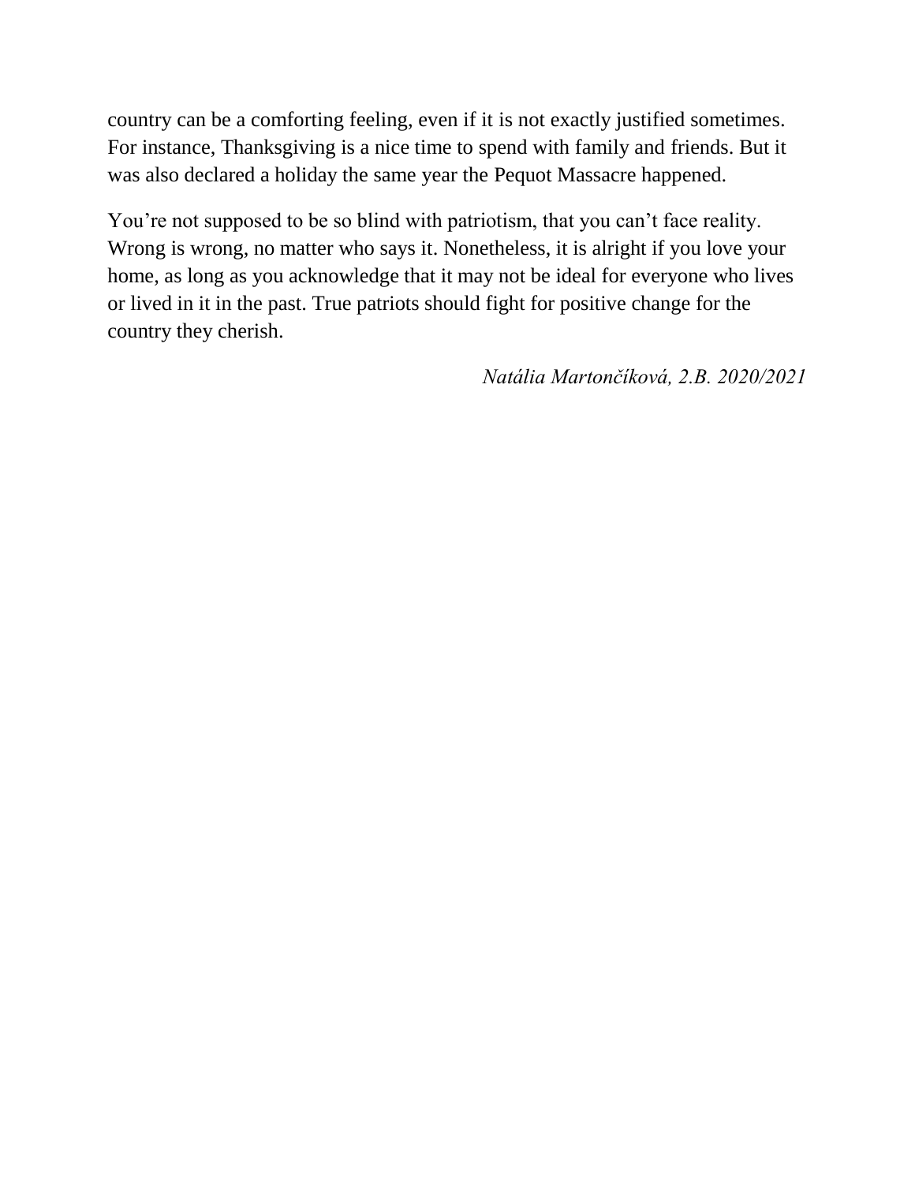country can be a comforting feeling, even if it is not exactly justified sometimes. For instance, Thanksgiving is a nice time to spend with family and friends. But it was also declared a holiday the same year the Pequot Massacre happened.

You're not supposed to be so blind with patriotism, that you can't face reality. Wrong is wrong, no matter who says it. Nonetheless, it is alright if you love your home, as long as you acknowledge that it may not be ideal for everyone who lives or lived in it in the past. True patriots should fight for positive change for the country they cherish.

*Natália Martončíková, 2.B. 2020/2021*